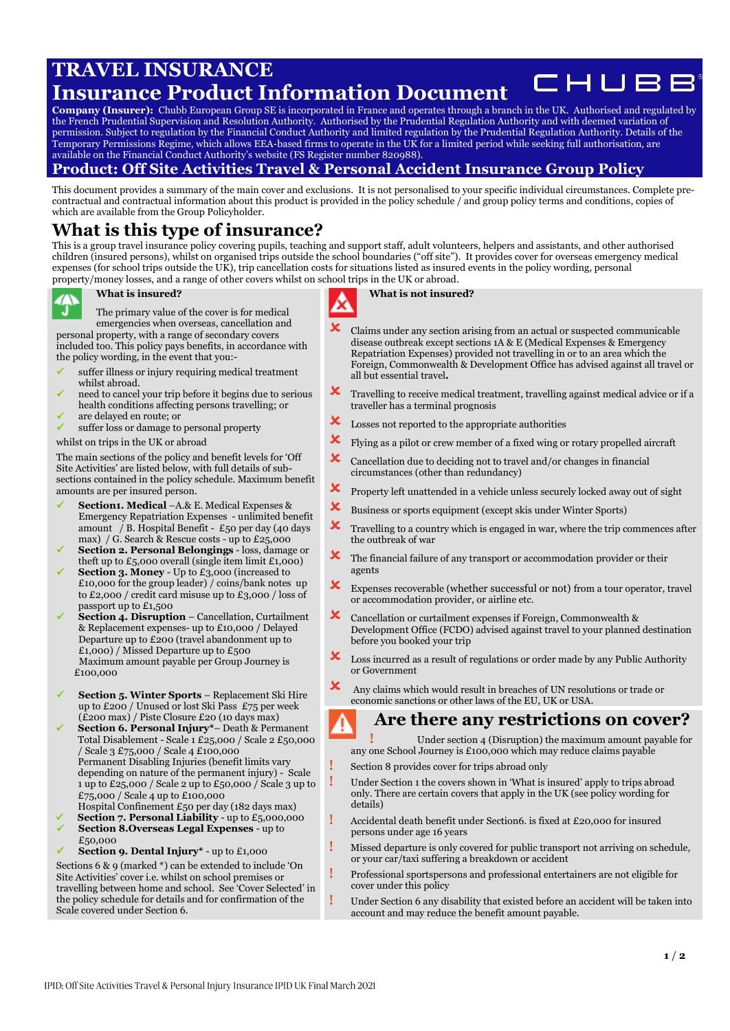# TRAVEL INSURANCE

# Insurance Product Information Document

CHUBB®

**Company (Insurer):** Chubb European Group SE is incorporated in France and operates through a branch in the UK. Authorised and regulated by the French Prudential Supervision and Resolution Authority. Authorised by the Prudential Regulation Authority and with deemed variation of permission. Subject to regulation by the Financial Conduct Authority and limited regulation by the Prudential Regulation Authority. Details of the Temporary Permissions Regime, which allows EEA-based firms to operate in the UK for a limited period while seeking full authorisation, are available on the Financial Conduct Authority's website (FS Register number 820988).

## Product: Off Site Activities Travel & Personal Accident Insurance Group Policy

This document provides a summary of the main cover and exclusions. It is not personalised to your specific individual circumstances. Complete pre-contractual and contractual information about this product is provided in the policy schedule / and group policy terms and conditions, copies of which are available from the Group Policyholder.

## What is this type of insurance?

This is a group travel insurance policy covering pupils, teaching and support staff, adult volunteers, helpers and assistants, and other authorised children (insured persons), whilst on organised trips outside the school boundaries ("off site"). It provides cover for overseas emergency medical expenses (for school trips outside the UK), trip cancellation costs for situations listed as insured events in the policy wording, personal property/money losses, and a range of other covers whilst on school trips in the UK or abroad.

### What is insured?

The primary value of the cover is for medical emergencies when overseas, cancellation and personal property, with a range of secondary covers included too. This policy pays benefits, in accordance with the policy wording, in the event that you:-

- ✔ suffer illness or injury requiring medical treatment whilst abroad.
- ✔ need to cancel your trip before it begins due to serious health conditions affecting persons travelling; or
- ✔ are delayed en route; or
- ✔ suffer loss or damage to personal property

whilst on trips in the UK or abroad

The main sections of the policy and benefit levels for 'Off Site Activities' are listed below, with full details of sub-sections contained in the policy schedule. Maximum benefit amounts are per insured person.

- ✔ **Section1. Medical** –A.& E. Medical Expenses & Emergency Repatriation Expenses - unlimited benefit amount / B. Hospital Benefit - £50 per day (40 days max) / G. Search & Rescue costs - up to £25,000
- ✔ **Section 2. Personal Belongings** - loss, damage or theft up to £5,000 overall (single item limit £1,000)
- ✔ **Section 3. Money** - Up to £3,000 (increased to £10,000 for the group leader) / coins/bank notes up to £2,000 / credit card misuse up to £3,000 / loss of passport up to £1,500
- ✔ **Section 4. Disruption** – Cancellation, Curtailment & Replacement expenses- up to £10,000 / Delayed Departure up to £200 (travel abandonment up to £1,000) / Missed Departure up to £500
  Maximum amount payable per Group Journey is £100,000
- ✔ **Section 5. Winter Sports** – Replacement Ski Hire up to £200 / Unused or lost Ski Pass £75 per week (£200 max) / Piste Closure £20 (10 days max)
- ✔ **Section 6. Personal Injury***– Death & Permanent Total Disablement - Scale 1 £25,000 / Scale 2 £50,000 / Scale 3 £75,000 / Scale 4 £100,000
  Permanent Disabling Injuries (benefit limits vary depending on nature of the permanent injury) - Scale 1 up to £25,000 / Scale 2 up to £50,000 / Scale 3 up to £75,000 / Scale 4 up to £100,000
  Hospital Confinement £50 per day (182 days max)
- ✔ **Section 7. Personal Liability** - up to £5,000,000
- ✔ **Section 8.Overseas Legal Expenses** - up to £50,000
- ✔ **Section 9. Dental Injury*** - up to £1,000

Sections 6 & 9 (marked *) can be extended to include 'On Site Activities' cover i.e. whilst on school premises or travelling between home and school. See 'Cover Selected' in the policy schedule for details and for confirmation of the Scale covered under Section 6.

### What is not insured?

- ✘ Claims under any section arising from an actual or suspected communicable disease outbreak except sections 1A & E (Medical Expenses & Emergency Repatriation Expenses) provided not travelling in or to an area which the Foreign, Commonwealth & Development Office has advised against all travel or all but essential travel.
- ✘ Travelling to receive medical treatment, travelling against medical advice or if a traveller has a terminal prognosis
- ✘ Losses not reported to the appropriate authorities
- ✘ Flying as a pilot or crew member of a fixed wing or rotary propelled aircraft
- ✘ Cancellation due to deciding not to travel and/or changes in financial circumstances (other than redundancy)
- ✘ Property left unattended in a vehicle unless securely locked away out of sight
- ✘ Business or sports equipment (except skis under Winter Sports)
- ✘ Travelling to a country which is engaged in war, where the trip commences after the outbreak of war
- ✘ The financial failure of any transport or accommodation provider or their agents
- ✘ Expenses recoverable (whether successful or not) from a tour operator, travel or accommodation provider, or airline etc.
- ✘ Cancellation or curtailment expenses if Foreign, Commonwealth & Development Office (FCDO) advised against travel to your planned destination before you booked your trip
- ✘ Loss incurred as a result of regulations or order made by any Public Authority or Government
- ✘ Any claims which would result in breaches of UN resolutions or trade or economic sanctions or other laws of the EU, UK or USA.

### Are there any restrictions on cover?

- ! Under section 4 (Disruption) the maximum amount payable for any one School Journey is £100,000 which may reduce claims payable
- ! Section 8 provides cover for trips abroad only
- ! Under Section 1 the covers shown in 'What is insured' apply to trips abroad only. There are certain covers that apply in the UK (see policy wording for details)
- ! Accidental death benefit under Section6. is fixed at £20,000 for insured persons under age 16 years
- ! Missed departure is only covered for public transport not arriving on schedule, or your car/taxi suffering a breakdown or accident
- ! Professional sportspersons and professional entertainers are not eligible for cover under this policy
- ! Under Section 6 any disability that existed before an accident will be taken into account and may reduce the benefit amount payable.

IPID: Off Site Activities Travel & Personal Injury Insurance IPID UK Final March 2021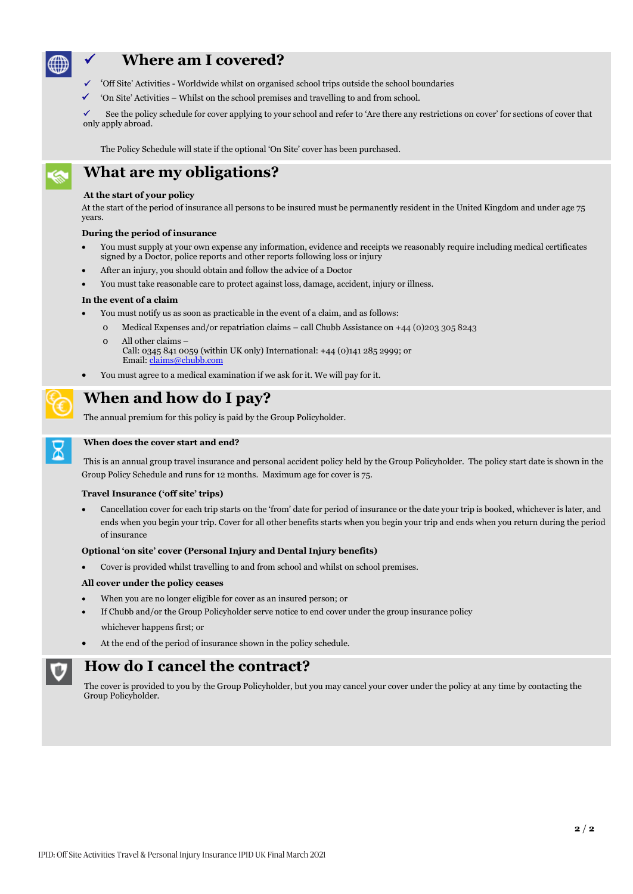## ✓ Where am I covered?

- ✓ 'Off Site' Activities - Worldwide whilst on organised school trips outside the school boundaries
- ✓ 'On Site' Activities – Whilst on the school premises and travelling to and from school.
- ✓ See the policy schedule for cover applying to your school and refer to 'Are there any restrictions on cover' for sections of cover that only apply abroad.

The Policy Schedule will state if the optional 'On Site' cover has been purchased.

## What are my obligations?

**At the start of your policy**

At the start of the period of insurance all persons to be insured must be permanently resident in the United Kingdom and under age 75 years.

**During the period of insurance**

- You must supply at your own expense any information, evidence and receipts we reasonably require including medical certificates signed by a Doctor, police reports and other reports following loss or injury
- After an injury, you should obtain and follow the advice of a Doctor
- You must take reasonable care to protect against loss, damage, accident, injury or illness.

**In the event of a claim**

- You must notify us as soon as practicable in the event of a claim, and as follows:
  - o Medical Expenses and/or repatriation claims – call Chubb Assistance on +44 (0)203 305 8243
  - o All other claims –
    Call: 0345 841 0059 (within UK only) International: +44 (0)141 285 2999; or
    Email: claims@chubb.com
- You must agree to a medical examination if we ask for it. We will pay for it.

## When and how do I pay?

The annual premium for this policy is paid by the Group Policyholder.

### When does the cover start and end?

This is an annual group travel insurance and personal accident policy held by the Group Policyholder. The policy start date is shown in the Group Policy Schedule and runs for 12 months. Maximum age for cover is 75.

**Travel Insurance ('off site' trips)**

- Cancellation cover for each trip starts on the 'from' date for period of insurance or the date your trip is booked, whichever is later, and ends when you begin your trip. Cover for all other benefits starts when you begin your trip and ends when you return during the period of insurance

**Optional 'on site' cover (Personal Injury and Dental Injury benefits)**

- Cover is provided whilst travelling to and from school and whilst on school premises.

**All cover under the policy ceases**

- When you are no longer eligible for cover as an insured person; or
- If Chubb and/or the Group Policyholder serve notice to end cover under the group insurance policy

  whichever happens first; or
- At the end of the period of insurance shown in the policy schedule.

## How do I cancel the contract?

The cover is provided to you by the Group Policyholder, but you may cancel your cover under the policy at any time by contacting the Group Policyholder.